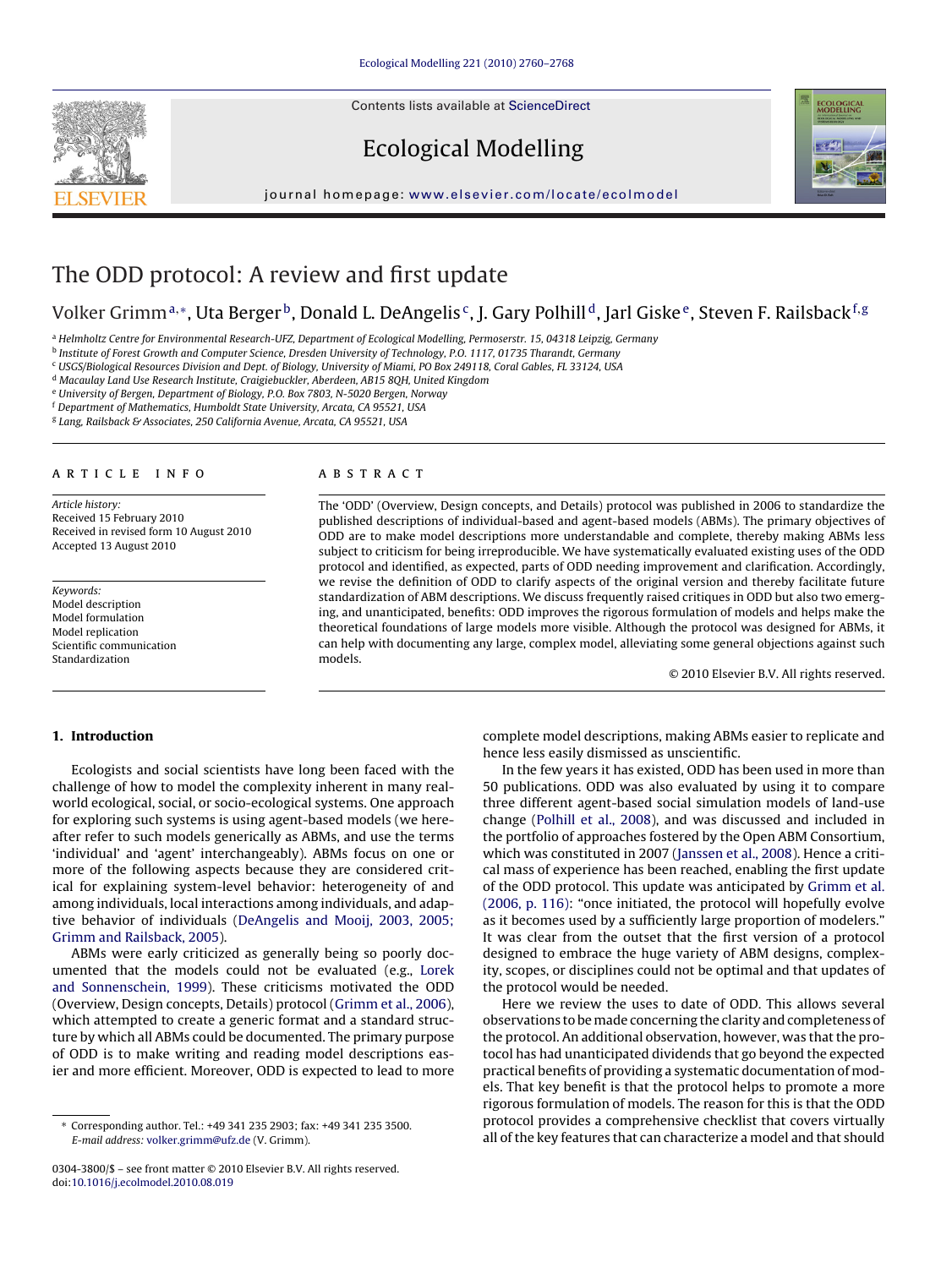# The ODD protocol: A review and first update

Volker Grimm[a,*], Uta Berger[b], Donald L. DeAngelis[c], J. Gary Polhill[d], Jarl Giske[e], Steven F. Railsback[f,g]

[a] Helmholtz Centre for Environmental Research-UFZ, Department of Ecological Modelling, Permoserstr. 15, 04318 Leipzig, Germany
[b] Institute of Forest Growth and Computer Science, Dresden University of Technology, P.O. 1117, 01735 Tharandt, Germany
[c] USGS/Biological Resources Division and Dept. of Biology, University of Miami, PO Box 249118, Coral Gables, FL 33124, USA
[d] Macaulay Land Use Research Institute, Craigiebuckler, Aberdeen, AB15 8QH, United Kingdom
[e] University of Bergen, Department of Biology, P.O. Box 7803, N-5020 Bergen, Norway
[f] Department of Mathematics, Humboldt State University, Arcata, CA 95521, USA
[g] Lang, Railsback & Associates, 250 California Avenue, Arcata, CA 95521, USA

**ARTICLE INFO**

*Article history:*
Received 15 February 2010
Received in revised form 10 August 2010
Accepted 13 August 2010

*Keywords:*
Model description
Model formulation
Model replication
Scientific communication
Standardization

**ABSTRACT**

The 'ODD' (Overview, Design concepts, and Details) protocol was published in 2006 to standardize the published descriptions of individual-based and agent-based models (ABMs). The primary objectives of ODD are to make model descriptions more understandable and complete, thereby making ABMs less subject to criticism for being irreproducible. We have systematically evaluated existing uses of the ODD protocol and identified, as expected, parts of ODD needing improvement and clarification. Accordingly, we revise the definition of ODD to clarify aspects of the original version and thereby facilitate future standardization of ABM descriptions. We discuss frequently raised critiques in ODD but also two emerging, and unanticipated, benefits: ODD improves the rigorous formulation of models and helps make the theoretical foundations of large models more visible. Although the protocol was designed for ABMs, it can help with documenting any large, complex model, alleviating some general objections against such models.

© 2010 Elsevier B.V. All rights reserved.

## 1. Introduction

Ecologists and social scientists have long been faced with the challenge of how to model the complexity inherent in many real-world ecological, social, or socio-ecological systems. One approach for exploring such systems is using agent-based models (we hereafter refer to such models generically as ABMs, and use the terms 'individual' and 'agent' interchangeably). ABMs focus on one or more of the following aspects because they are considered critical for explaining system-level behavior: heterogeneity of and among individuals, local interactions among individuals, and adaptive behavior of individuals (DeAngelis and Mooij, 2003, 2005; Grimm and Railsback, 2005).

ABMs were early criticized as generally being so poorly documented that the models could not be evaluated (e.g., Lorek and Sonnenschein, 1999). These criticisms motivated the ODD (Overview, Design concepts, Details) protocol (Grimm et al., 2006), which attempted to create a generic format and a standard structure by which all ABMs could be documented. The primary purpose of ODD is to make writing and reading model descriptions easier and more efficient. Moreover, ODD is expected to lead to more complete model descriptions, making ABMs easier to replicate and hence less easily dismissed as unscientific.

In the few years it has existed, ODD has been used in more than 50 publications. ODD was also evaluated by using it to compare three different agent-based social simulation models of land-use change (Polhill et al., 2008), and was discussed and included in the portfolio of approaches fostered by the Open ABM Consortium, which was constituted in 2007 (Janssen et al., 2008). Hence a critical mass of experience has been reached, enabling the first update of the ODD protocol. This update was anticipated by Grimm et al. (2006, p. 116): "once initiated, the protocol will hopefully evolve as it becomes used by a sufficiently large proportion of modelers." It was clear from the outset that the first version of a protocol designed to embrace the huge variety of ABM designs, complexity, scopes, or disciplines could not be optimal and that updates of the protocol would be needed.

Here we review the uses to date of ODD. This allows several observations to be made concerning the clarity and completeness of the protocol. An additional observation, however, was that the protocol has had unanticipated dividends that go beyond the expected practical benefits of providing a systematic documentation of models. That key benefit is that the protocol helps to promote a more rigorous formulation of models. The reason for this is that the ODD protocol provides a comprehensive checklist that covers virtually all of the key features that can characterize a model and that should

---

* Corresponding author. Tel.: +49 341 235 2903; fax: +49 341 235 3500.
*E-mail address:* volker.grimm@ufz.de (V. Grimm).

0304-3800/$ – see front matter © 2010 Elsevier B.V. All rights reserved.
doi:10.1016/j.ecolmodel.2010.08.019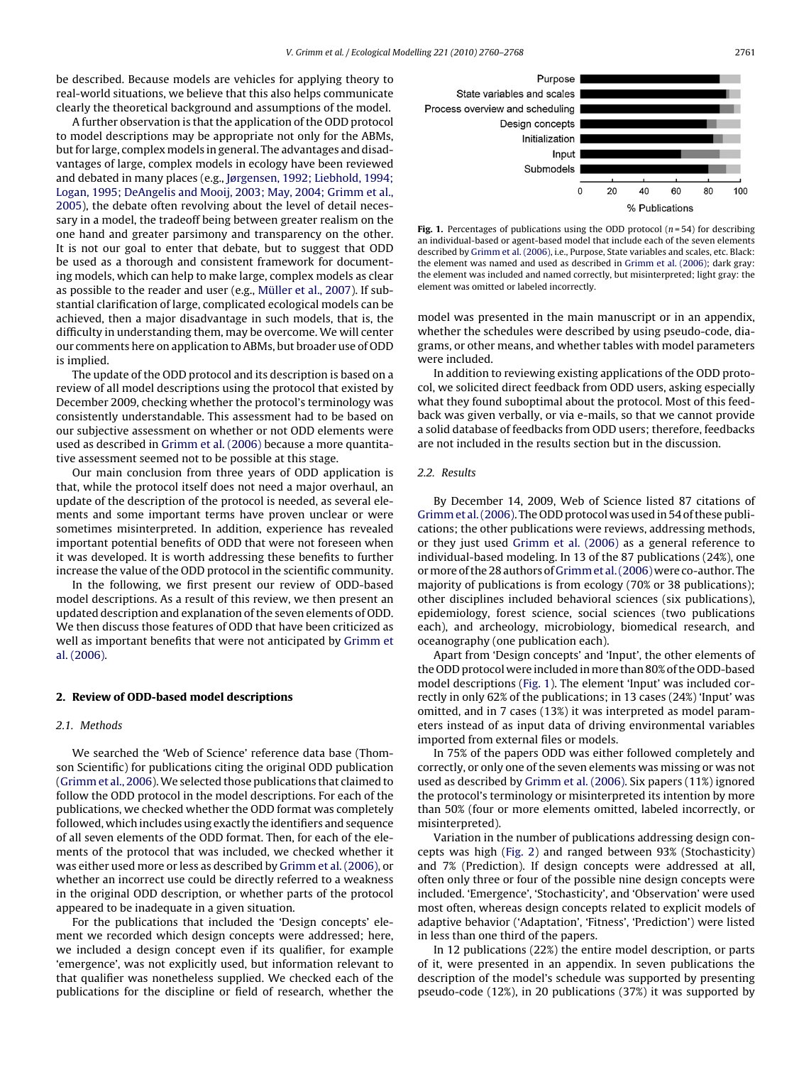be described. Because models are vehicles for applying theory to real-world situations, we believe that this also helps communicate clearly the theoretical background and assumptions of the model.

A further observation is that the application of the ODD protocol to model descriptions may be appropriate not only for the ABMs, but for large, complex models in general. The advantages and disadvantages of large, complex models in ecology have been reviewed and debated in many places (e.g., Jørgensen, 1992; Liebhold, 1994; Logan, 1995; DeAngelis and Mooij, 2003; May, 2004; Grimm et al., 2005), the debate often revolving about the level of detail necessary in a model, the tradeoff being between greater realism on the one hand and greater parsimony and transparency on the other. It is not our goal to enter that debate, but to suggest that ODD be used as a thorough and consistent framework for documenting models, which can help to make large, complex models as clear as possible to the reader and user (e.g., Müller et al., 2007). If substantial clarification of large, complicated ecological models can be achieved, then a major disadvantage in such models, that is, the difficulty in understanding them, may be overcome. We will center our comments here on application to ABMs, but broader use of ODD is implied.

The update of the ODD protocol and its description is based on a review of all model descriptions using the protocol that existed by December 2009, checking whether the protocol's terminology was consistently understandable. This assessment had to be based on our subjective assessment on whether or not ODD elements were used as described in Grimm et al. (2006) because a more quantitative assessment seemed not to be possible at this stage.

Our main conclusion from three years of ODD application is that, while the protocol itself does not need a major overhaul, an update of the description of the protocol is needed, as several elements and some important terms have proven unclear or were sometimes misinterpreted. In addition, experience has revealed important potential benefits of ODD that were not foreseen when it was developed. It is worth addressing these benefits to further increase the value of the ODD protocol in the scientific community.

In the following, we first present our review of ODD-based model descriptions. As a result of this review, we then present an updated description and explanation of the seven elements of ODD. We then discuss those features of ODD that have been criticized as well as important benefits that were not anticipated by Grimm et al. (2006).

## 2. Review of ODD-based model descriptions

### 2.1. Methods

We searched the 'Web of Science' reference data base (Thomson Scientific) for publications citing the original ODD publication (Grimm et al., 2006). We selected those publications that claimed to follow the ODD protocol in the model descriptions. For each of the publications, we checked whether the ODD format was completely followed, which includes using exactly the identifiers and sequence of all seven elements of the ODD format. Then, for each of the elements of the protocol that was included, we checked whether it was either used more or less as described by Grimm et al. (2006), or whether an incorrect use could be directly referred to a weakness in the original ODD description, or whether parts of the protocol appeared to be inadequate in a given situation.

For the publications that included the 'Design concepts' element we recorded which design concepts were addressed; here, we included a design concept even if its qualifier, for example 'emergence', was not explicitly used, but information relevant to that qualifier was nonetheless supplied. We checked each of the publications for the discipline or field of research, whether the model was presented in the main manuscript or in an appendix, whether the schedules were described by using pseudo-code, diagrams, or other means, and whether tables with model parameters were included.

Purpose
State variables and scales
Process overview and scheduling
Design concepts
Initialization
Input
Submodels
0 20 40 60 80 100
% Publications

**Fig. 1.** Percentages of publications using the ODD protocol ($n = 54$) for describing an individual-based or agent-based model that include each of the seven elements described by Grimm et al. (2006), i.e., Purpose, State variables and scales, etc. Black: the element was named and used as described in Grimm et al. (2006); dark gray: the element was included and named correctly, but misinterpreted; light gray: the element was omitted or labeled incorrectly.

In addition to reviewing existing applications of the ODD protocol, we solicited direct feedback from ODD users, asking especially what they found suboptimal about the protocol. Most of this feedback was given verbally, or via e-mails, so that we cannot provide a solid database of feedbacks from ODD users; therefore, feedbacks are not included in the results section but in the discussion.

### 2.2. Results

By December 14, 2009, Web of Science listed 87 citations of Grimm et al. (2006). The ODD protocol was used in 54 of these publications; the other publications were reviews, addressing methods, or they just used Grimm et al. (2006) as a general reference to individual-based modeling. In 13 of the 87 publications (24%), one or more of the 28 authors of Grimm et al. (2006) were co-author. The majority of publications is from ecology (70% or 38 publications); other disciplines included behavioral sciences (six publications), epidemiology, forest science, social sciences (two publications each), and archeology, microbiology, biomedical research, and oceanography (one publication each).

Apart from 'Design concepts' and 'Input', the other elements of the ODD protocol were included in more than 80% of the ODD-based model descriptions (Fig. 1). The element 'Input' was included correctly in only 62% of the publications; in 13 cases (24%) 'Input' was omitted, and in 7 cases (13%) it was interpreted as model parameters instead of as input data of driving environmental variables imported from external files or models.

In 75% of the papers ODD was either followed completely and correctly, or only one of the seven elements was missing or was not used as described by Grimm et al. (2006). Six papers (11%) ignored the protocol's terminology or misinterpreted its intention by more than 50% (four or more elements omitted, labeled incorrectly, or misinterpreted).

Variation in the number of publications addressing design concepts was high (Fig. 2) and ranged between 93% (Stochasticity) and 7% (Prediction). If design concepts were addressed at all, often only three or four of the possible nine design concepts were included. 'Emergence', 'Stochasticity', and 'Observation' were used most often, whereas design concepts related to explicit models of adaptive behavior ('Adaptation', 'Fitness', 'Prediction') were listed in less than one third of the papers.

In 12 publications (22%) the entire model description, or parts of it, were presented in an appendix. In seven publications the description of the model's schedule was supported by presenting pseudo-code (12%), in 20 publications (37%) it was supported by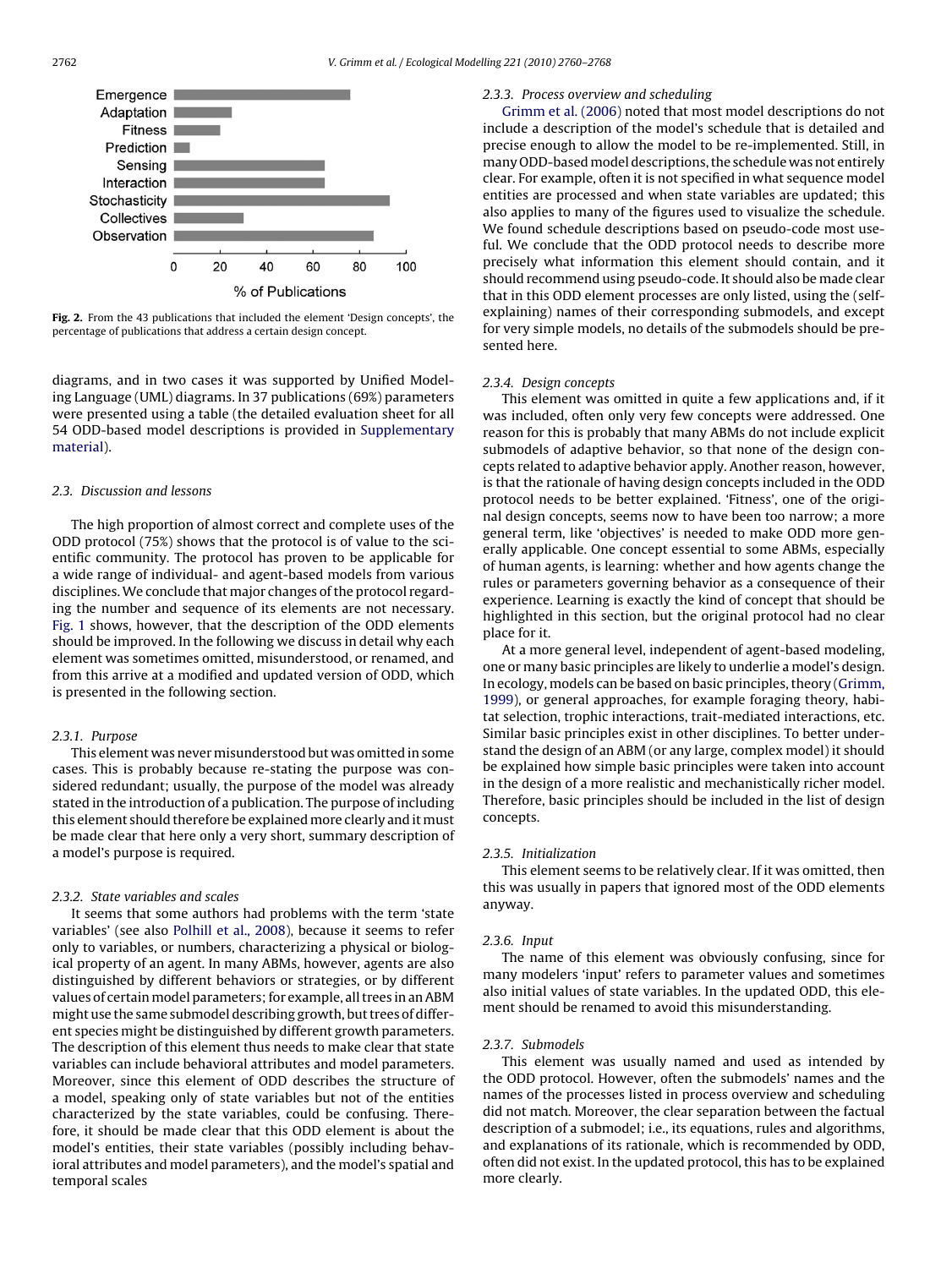Fig. 2. From the 43 publications that included the element 'Design concepts', the percentage of publications that address a certain design concept.

diagrams, and in two cases it was supported by Unified Modeling Language (UML) diagrams. In 37 publications (69%) parameters were presented using a table (the detailed evaluation sheet for all 54 ODD-based model descriptions is provided in Supplementary material).

### 2.3. Discussion and lessons

The high proportion of almost correct and complete uses of the ODD protocol (75%) shows that the protocol is of value to the scientific community. The protocol has proven to be applicable for a wide range of individual- and agent-based models from various disciplines. We conclude that major changes of the protocol regarding the number and sequence of its elements are not necessary. Fig. 1 shows, however, that the description of the ODD elements should be improved. In the following we discuss in detail why each element was sometimes omitted, misunderstood, or renamed, and from this arrive at a modified and updated version of ODD, which is presented in the following section.

#### 2.3.1. Purpose

This element was never misunderstood but was omitted in some cases. This is probably because re-stating the purpose was considered redundant; usually, the purpose of the model was already stated in the introduction of a publication. The purpose of including this element should therefore be explained more clearly and it must be made clear that here only a very short, summary description of a model's purpose is required.

#### 2.3.2. State variables and scales

It seems that some authors had problems with the term 'state variables' (see also Polhill et al., 2008), because it seems to refer only to variables, or numbers, characterizing a physical or biological property of an agent. In many ABMs, however, agents are also distinguished by different behaviors or strategies, or by different values of certain model parameters; for example, all trees in an ABM might use the same submodel describing growth, but trees of different species might be distinguished by different growth parameters. The description of this element thus needs to make clear that state variables can include behavioral attributes and model parameters. Moreover, since this element of ODD describes the structure of a model, speaking only of state variables but not of the entities characterized by the state variables, could be confusing. Therefore, it should be made clear that this ODD element is about the model's entities, their state variables (possibly including behavioral attributes and model parameters), and the model's spatial and temporal scales

#### 2.3.3. Process overview and scheduling

Grimm et al. (2006) noted that most model descriptions do not include a description of the model's schedule that is detailed and precise enough to allow the model to be re-implemented. Still, in many ODD-based model descriptions, the schedule was not entirely clear. For example, often it is not specified in what sequence model entities are processed and when state variables are updated; this also applies to many of the figures used to visualize the schedule. We found schedule descriptions based on pseudo-code most useful. We conclude that the ODD protocol needs to describe more precisely what information this element should contain, and it should recommend using pseudo-code. It should also be made clear that in this ODD element processes are only listed, using the (self-explaining) names of their corresponding submodels, and except for very simple models, no details of the submodels should be presented here.

#### 2.3.4. Design concepts

This element was omitted in quite a few applications and, if it was included, often only very few concepts were addressed. One reason for this is probably that many ABMs do not include explicit submodels of adaptive behavior, so that none of the design concepts related to adaptive behavior apply. Another reason, however, is that the rationale of having design concepts included in the ODD protocol needs to be better explained. 'Fitness', one of the original design concepts, seems now to have been too narrow; a more general term, like 'objectives' is needed to make ODD more generally applicable. One concept essential to some ABMs, especially of human agents, is learning: whether and how agents change the rules or parameters governing behavior as a consequence of their experience. Learning is exactly the kind of concept that should be highlighted in this section, but the original protocol had no clear place for it.

At a more general level, independent of agent-based modeling, one or many basic principles are likely to underlie a model's design. In ecology, models can be based on basic principles, theory (Grimm, 1999), or general approaches, for example foraging theory, habitat selection, trophic interactions, trait-mediated interactions, etc. Similar basic principles exist in other disciplines. To better understand the design of an ABM (or any large, complex model) it should be explained how simple basic principles were taken into account in the design of a more realistic and mechanistically richer model. Therefore, basic principles should be included in the list of design concepts.

#### 2.3.5. Initialization

This element seems to be relatively clear. If it was omitted, then this was usually in papers that ignored most of the ODD elements anyway.

#### 2.3.6. Input

The name of this element was obviously confusing, since for many modelers 'input' refers to parameter values and sometimes also initial values of state variables. In the updated ODD, this element should be renamed to avoid this misunderstanding.

#### 2.3.7. Submodels

This element was usually named and used as intended by the ODD protocol. However, often the submodels' names and the names of the processes listed in process overview and scheduling did not match. Moreover, the clear separation between the factual description of a submodel; i.e., its equations, rules and algorithms, and explanations of its rationale, which is recommended by ODD, often did not exist. In the updated protocol, this has to be explained more clearly.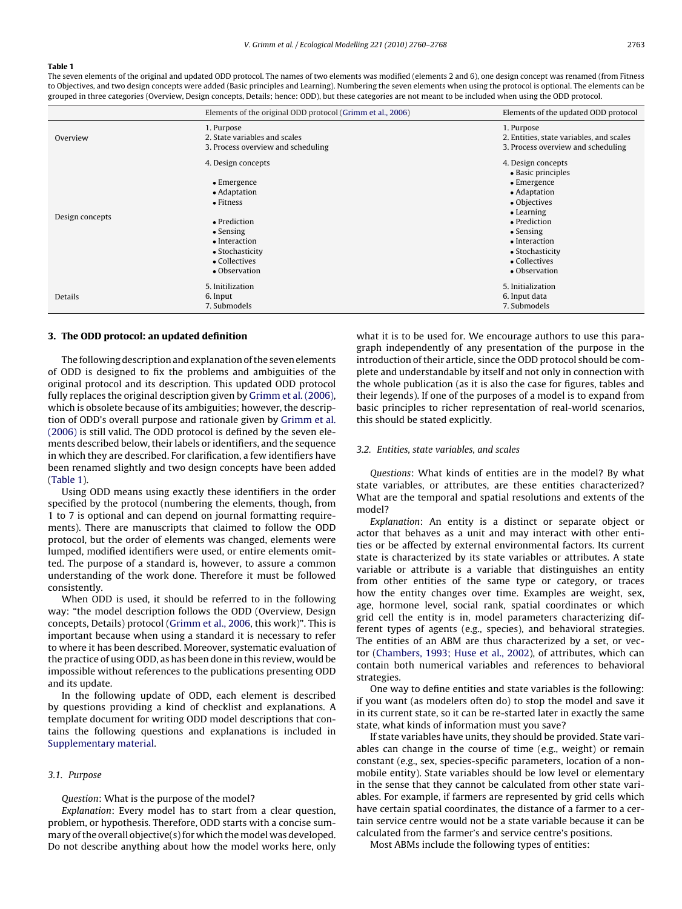**Table 1**

The seven elements of the original and updated ODD protocol. The names of two elements was modified (elements 2 and 6), one design concept was renamed (from Fitness to Objectives, and two design concepts were added (Basic principles and Learning). Numbering the seven elements when using the protocol is optional. The elements can be grouped in three categories (Overview, Design concepts, Details; hence: ODD), but these categories are not meant to be included when using the ODD protocol.

| | Elements of the original ODD protocol (Grimm et al., 2006) | Elements of the updated ODD protocol |
|---|---|---|
| Overview | 1. Purpose<br>2. State variables and scales<br>3. Process overview and scheduling | 1. Purpose<br>2. Entities, state variables, and scales<br>3. Process overview and scheduling |
| Design concepts | 4. Design concepts<br><br>• Emergence<br>• Adaptation<br>• Fitness<br><br>• Prediction<br>• Sensing<br>• Interaction<br>• Stochasticity<br>• Collectives<br>• Observation | 4. Design concepts<br>• Basic principles<br>• Emergence<br>• Adaptation<br>• Objectives<br>• Learning<br>• Prediction<br>• Sensing<br>• Interaction<br>• Stochasticity<br>• Collectives<br>• Observation |
| Details | 5. Initilization<br>6. Input<br>7. Submodels | 5. Initialization<br>6. Input data<br>7. Submodels |

## 3. The ODD protocol: an updated definition

The following description and explanation of the seven elements of ODD is designed to fix the problems and ambiguities of the original protocol and its description. This updated ODD protocol fully replaces the original description given by Grimm et al. (2006), which is obsolete because of its ambiguities; however, the description of ODD's overall purpose and rationale given by Grimm et al. (2006) is still valid. The ODD protocol is defined by the seven elements described below, their labels or identifiers, and the sequence in which they are described. For clarification, a few identifiers have been renamed slightly and two design concepts have been added (Table 1).

Using ODD means using exactly these identifiers in the order specified by the protocol (numbering the elements, though, from 1 to 7 is optional and can depend on journal formatting requirements). There are manuscripts that claimed to follow the ODD protocol, but the order of elements was changed, elements were lumped, modified identifiers were used, or entire elements omitted. The purpose of a standard is, however, to assure a common understanding of the work done. Therefore it must be followed consistently.

When ODD is used, it should be referred to in the following way: "the model description follows the ODD (Overview, Design concepts, Details) protocol (Grimm et al., 2006, this work)". This is important because when using a standard it is necessary to refer to where it has been described. Moreover, systematic evaluation of the practice of using ODD, as has been done in this review, would be impossible without references to the publications presenting ODD and its update.

In the following update of ODD, each element is described by questions providing a kind of checklist and explanations. A template document for writing ODD model descriptions that contains the following questions and explanations is included in Supplementary material.

### 3.1. Purpose

*Question*: What is the purpose of the model?

*Explanation*: Every model has to start from a clear question, problem, or hypothesis. Therefore, ODD starts with a concise summary of the overall objective(s) for which the model was developed. Do not describe anything about how the model works here, only what it is to be used for. We encourage authors to use this paragraph independently of any presentation of the purpose in the introduction of their article, since the ODD protocol should be complete and understandable by itself and not only in connection with the whole publication (as it is also the case for figures, tables and their legends). If one of the purposes of a model is to expand from basic principles to richer representation of real-world scenarios, this should be stated explicitly.

### 3.2. Entities, state variables, and scales

*Questions*: What kinds of entities are in the model? By what state variables, or attributes, are these entities characterized? What are the temporal and spatial resolutions and extents of the model?

*Explanation*: An entity is a distinct or separate object or actor that behaves as a unit and may interact with other entities or be affected by external environmental factors. Its current state is characterized by its state variables or attributes. A state variable or attribute is a variable that distinguishes an entity from other entities of the same type or category, or traces how the entity changes over time. Examples are weight, sex, age, hormone level, social rank, spatial coordinates or which grid cell the entity is in, model parameters characterizing different types of agents (e.g., species), and behavioral strategies. The entities of an ABM are thus characterized by a set, or vector (Chambers, 1993; Huse et al., 2002), of attributes, which can contain both numerical variables and references to behavioral strategies.

One way to define entities and state variables is the following: if you want (as modelers often do) to stop the model and save it in its current state, so it can be re-started later in exactly the same state, what kinds of information must you save?

If state variables have units, they should be provided. State variables can change in the course of time (e.g., weight) or remain constant (e.g., sex, species-specific parameters, location of a non-mobile entity). State variables should be low level or elementary in the sense that they cannot be calculated from other state variables. For example, if farmers are represented by grid cells which have certain spatial coordinates, the distance of a farmer to a certain service centre would not be a state variable because it can be calculated from the farmer's and service centre's positions.

Most ABMs include the following types of entities: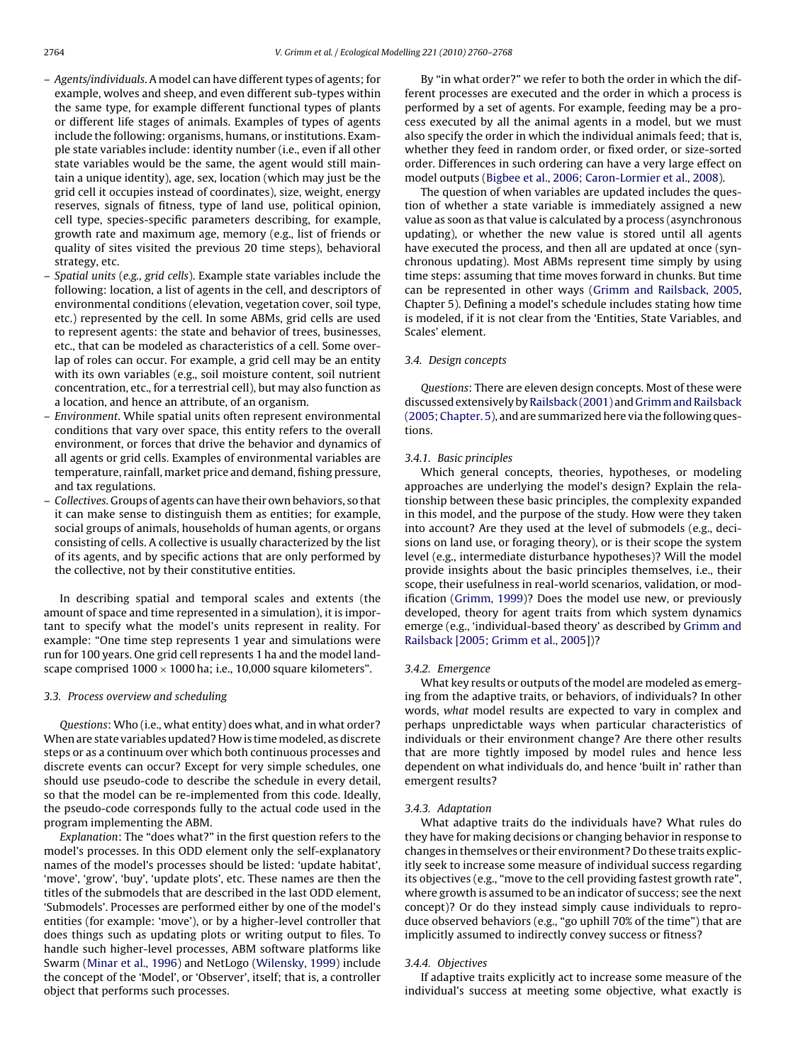– *Agents/individuals*. A model can have different types of agents; for example, wolves and sheep, and even different sub-types within the same type, for example different functional types of plants or different life stages of animals. Examples of types of agents include the following: organisms, humans, or institutions. Example state variables include: identity number (i.e., even if all other state variables would be the same, the agent would still maintain a unique identity), age, sex, location (which may just be the grid cell it occupies instead of coordinates), size, weight, energy reserves, signals of fitness, type of land use, political opinion, cell type, species-specific parameters describing, for example, growth rate and maximum age, memory (e.g., list of friends or quality of sites visited the previous 20 time steps), behavioral strategy, etc.
– *Spatial units (e.g., grid cells)*. Example state variables include the following: location, a list of agents in the cell, and descriptors of environmental conditions (elevation, vegetation cover, soil type, etc.) represented by the cell. In some ABMs, grid cells are used to represent agents: the state and behavior of trees, businesses, etc., that can be modeled as characteristics of a cell. Some overlap of roles can occur. For example, a grid cell may be an entity with its own variables (e.g., soil moisture content, soil nutrient concentration, etc., for a terrestrial cell), but may also function as a location, and hence an attribute, of an organism.
– *Environment*. While spatial units often represent environmental conditions that vary over space, this entity refers to the overall environment, or forces that drive the behavior and dynamics of all agents or grid cells. Examples of environmental variables are temperature, rainfall, market price and demand, fishing pressure, and tax regulations.
– *Collectives*. Groups of agents can have their own behaviors, so that it can make sense to distinguish them as entities; for example, social groups of animals, households of human agents, or organs consisting of cells. A collective is usually characterized by the list of its agents, and by specific actions that are only performed by the collective, not by their constitutive entities.

In describing spatial and temporal scales and extents (the amount of space and time represented in a simulation), it is important to specify what the model's units represent in reality. For example: "One time step represents 1 year and simulations were run for 100 years. One grid cell represents 1 ha and the model landscape comprised $1000 \times 1000$ ha; i.e., 10,000 square kilometers".

### 3.3. Process overview and scheduling

*Questions*: Who (i.e., what entity) does what, and in what order? When are state variables updated? How is time modeled, as discrete steps or as a continuum over which both continuous processes and discrete events can occur? Except for very simple schedules, one should use pseudo-code to describe the schedule in every detail, so that the model can be re-implemented from this code. Ideally, the pseudo-code corresponds fully to the actual code used in the program implementing the ABM.

*Explanation*: The "does what?" in the first question refers to the model's processes. In this ODD element only the self-explanatory names of the model's processes should be listed: 'update habitat', 'move', 'grow', 'buy', 'update plots', etc. These names are then the titles of the submodels that are described in the last ODD element, 'Submodels'. Processes are performed either by one of the model's entities (for example: 'move'), or by a higher-level controller that does things such as updating plots or writing output to files. To handle such higher-level processes, ABM software platforms like Swarm (Minar et al., 1996) and NetLogo (Wilensky, 1999) include the concept of the 'Model', or 'Observer', itself; that is, a controller object that performs such processes.

By "in what order?" we refer to both the order in which the different processes are executed and the order in which a process is performed by a set of agents. For example, feeding may be a process executed by all the animal agents in a model, but we must also specify the order in which the individual animals feed; that is, whether they feed in random order, or fixed order, or size-sorted order. Differences in such ordering can have a very large effect on model outputs (Bigbee et al., 2006; Caron-Lormier et al., 2008).

The question of when variables are updated includes the question of whether a state variable is immediately assigned a new value as soon as that value is calculated by a process (asynchronous updating), or whether the new value is stored until all agents have executed the process, and then all are updated at once (synchronous updating). Most ABMs represent time simply by using time steps: assuming that time moves forward in chunks. But time can be represented in other ways (Grimm and Railsback, 2005, Chapter 5). Defining a model's schedule includes stating how time is modeled, if it is not clear from the 'Entities, State Variables, and Scales' element.

### 3.4. Design concepts

*Questions*: There are eleven design concepts. Most of these were discussed extensively by Railsback (2001) and Grimm and Railsback (2005; Chapter. 5), and are summarized here via the following questions.

#### 3.4.1. Basic principles

Which general concepts, theories, hypotheses, or modeling approaches are underlying the model's design? Explain the relationship between these basic principles, the complexity expanded in this model, and the purpose of the study. How were they taken into account? Are they used at the level of submodels (e.g., decisions on land use, or foraging theory), or is their scope the system level (e.g., intermediate disturbance hypotheses)? Will the model provide insights about the basic principles themselves, i.e., their scope, their usefulness in real-world scenarios, validation, or modification (Grimm, 1999)? Does the model use new, or previously developed, theory for agent traits from which system dynamics emerge (e.g., 'individual-based theory' as described by Grimm and Railsback [2005; Grimm et al., 2005])?

#### 3.4.2. Emergence

What key results or outputs of the model are modeled as emerging from the adaptive traits, or behaviors, of individuals? In other words, *what* model results are expected to vary in complex and perhaps unpredictable ways when particular characteristics of individuals or their environment change? Are there other results that are more tightly imposed by model rules and hence less dependent on what individuals do, and hence 'built in' rather than emergent results?

#### 3.4.3. Adaptation

What adaptive traits do the individuals have? What rules do they have for making decisions or changing behavior in response to changes in themselves or their environment? Do these traits explicitly seek to increase some measure of individual success regarding its objectives (e.g., "move to the cell providing fastest growth rate", where growth is assumed to be an indicator of success; see the next concept)? Or do they instead simply cause individuals to reproduce observed behaviors (e.g., "go uphill 70% of the time") that are implicitly assumed to indirectly convey success or fitness?

#### 3.4.4. Objectives

If adaptive traits explicitly act to increase some measure of the individual's success at meeting some objective, what exactly is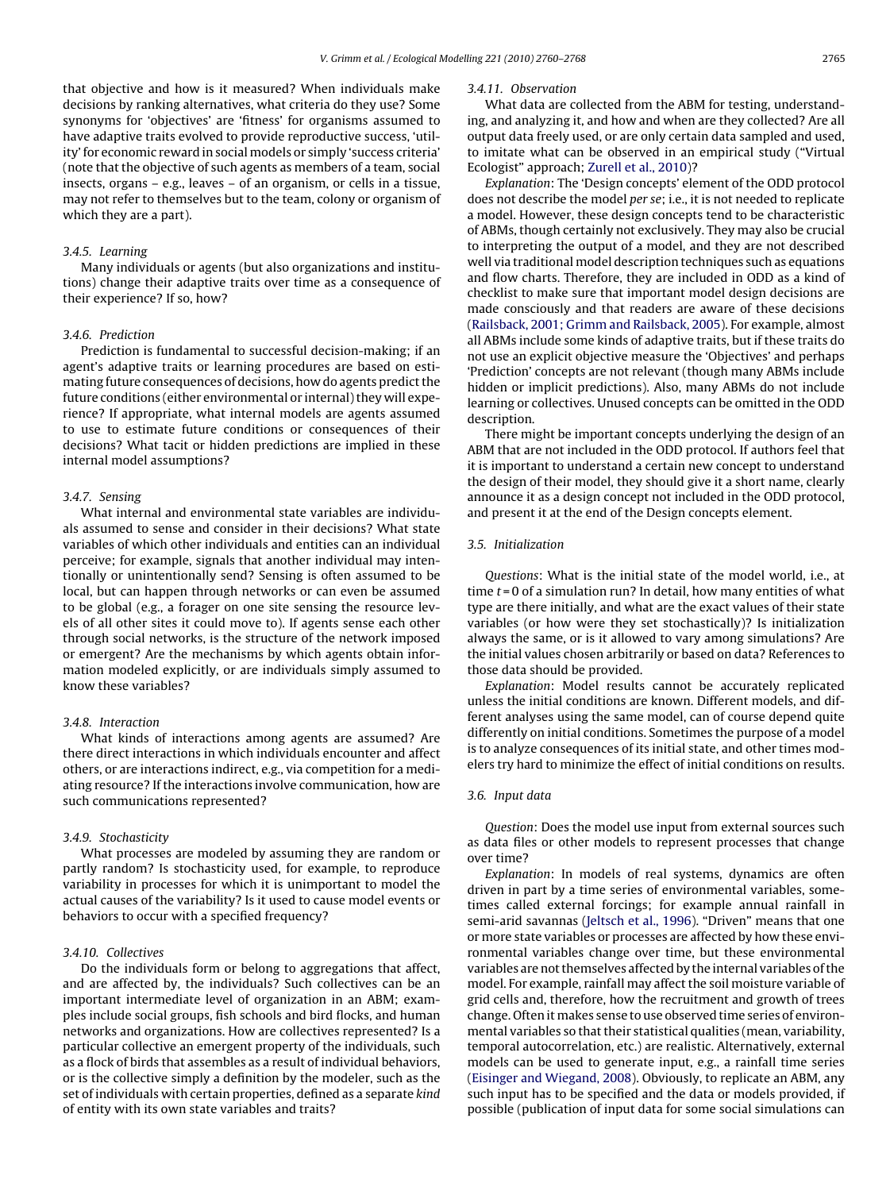that objective and how is it measured? When individuals make decisions by ranking alternatives, what criteria do they use? Some synonyms for 'objectives' are 'fitness' for organisms assumed to have adaptive traits evolved to provide reproductive success, 'utility' for economic reward in social models or simply 'success criteria' (note that the objective of such agents as members of a team, social insects, organs – e.g., leaves – of an organism, or cells in a tissue, may not refer to themselves but to the team, colony or organism of which they are a part).

#### 3.4.5. Learning

Many individuals or agents (but also organizations and institutions) change their adaptive traits over time as a consequence of their experience? If so, how?

#### 3.4.6. Prediction

Prediction is fundamental to successful decision-making; if an agent's adaptive traits or learning procedures are based on estimating future consequences of decisions, how do agents predict the future conditions (either environmental or internal) they will experience? If appropriate, what internal models are agents assumed to use to estimate future conditions or consequences of their decisions? What tacit or hidden predictions are implied in these internal model assumptions?

#### 3.4.7. Sensing

What internal and environmental state variables are individuals assumed to sense and consider in their decisions? What state variables of which other individuals and entities can an individual perceive; for example, signals that another individual may intentionally or unintentionally send? Sensing is often assumed to be local, but can happen through networks or can even be assumed to be global (e.g., a forager on one site sensing the resource levels of all other sites it could move to). If agents sense each other through social networks, is the structure of the network imposed or emergent? Are the mechanisms by which agents obtain information modeled explicitly, or are individuals simply assumed to know these variables?

#### 3.4.8. Interaction

What kinds of interactions among agents are assumed? Are there direct interactions in which individuals encounter and affect others, or are interactions indirect, e.g., via competition for a mediating resource? If the interactions involve communication, how are such communications represented?

#### 3.4.9. Stochasticity

What processes are modeled by assuming they are random or partly random? Is stochasticity used, for example, to reproduce variability in processes for which it is unimportant to model the actual causes of the variability? Is it used to cause model events or behaviors to occur with a specified frequency?

#### 3.4.10. Collectives

Do the individuals form or belong to aggregations that affect, and are affected by, the individuals? Such collectives can be an important intermediate level of organization in an ABM; examples include social groups, fish schools and bird flocks, and human networks and organizations. How are collectives represented? Is a particular collective an emergent property of the individuals, such as a flock of birds that assembles as a result of individual behaviors, or is the collective simply a definition by the modeler, such as the set of individuals with certain properties, defined as a separate *kind* of entity with its own state variables and traits?

#### 3.4.11. Observation

What data are collected from the ABM for testing, understanding, and analyzing it, and how and when are they collected? Are all output data freely used, or are only certain data sampled and used, to imitate what can be observed in an empirical study ("Virtual Ecologist" approach; Zurell et al., 2010)?

*Explanation*: The 'Design concepts' element of the ODD protocol does not describe the model *per se*; i.e., it is not needed to replicate a model. However, these design concepts tend to be characteristic of ABMs, though certainly not exclusively. They may also be crucial to interpreting the output of a model, and they are not described well via traditional model description techniques such as equations and flow charts. Therefore, they are included in ODD as a kind of checklist to make sure that important model design decisions are made consciously and that readers are aware of these decisions (Railsback, 2001; Grimm and Railsback, 2005). For example, almost all ABMs include some kinds of adaptive traits, but if these traits do not use an explicit objective measure the 'Objectives' and perhaps 'Prediction' concepts are not relevant (though many ABMs include hidden or implicit predictions). Also, many ABMs do not include learning or collectives. Unused concepts can be omitted in the ODD description.

There might be important concepts underlying the design of an ABM that are not included in the ODD protocol. If authors feel that it is important to understand a certain new concept to understand the design of their model, they should give it a short name, clearly announce it as a design concept not included in the ODD protocol, and present it at the end of the Design concepts element.

### 3.5. Initialization

*Questions*: What is the initial state of the model world, i.e., at time $t = 0$ of a simulation run? In detail, how many entities of what type are there initially, and what are the exact values of their state variables (or how were they set stochastically)? Is initialization always the same, or is it allowed to vary among simulations? Are the initial values chosen arbitrarily or based on data? References to those data should be provided.

*Explanation*: Model results cannot be accurately replicated unless the initial conditions are known. Different models, and different analyses using the same model, can of course depend quite differently on initial conditions. Sometimes the purpose of a model is to analyze consequences of its initial state, and other times modelers try hard to minimize the effect of initial conditions on results.

### 3.6. Input data

*Question*: Does the model use input from external sources such as data files or other models to represent processes that change over time?

*Explanation*: In models of real systems, dynamics are often driven in part by a time series of environmental variables, sometimes called external forcings; for example annual rainfall in semi-arid savannas (Jeltsch et al., 1996). "Driven" means that one or more state variables or processes are affected by how these environmental variables change over time, but these environmental variables are not themselves affected by the internal variables of the model. For example, rainfall may affect the soil moisture variable of grid cells and, therefore, how the recruitment and growth of trees change. Often it makes sense to use observed time series of environmental variables so that their statistical qualities (mean, variability, temporal autocorrelation, etc.) are realistic. Alternatively, external models can be used to generate input, e.g., a rainfall time series (Eisinger and Wiegand, 2008). Obviously, to replicate an ABM, any such input has to be specified and the data or models provided, if possible (publication of input data for some social simulations can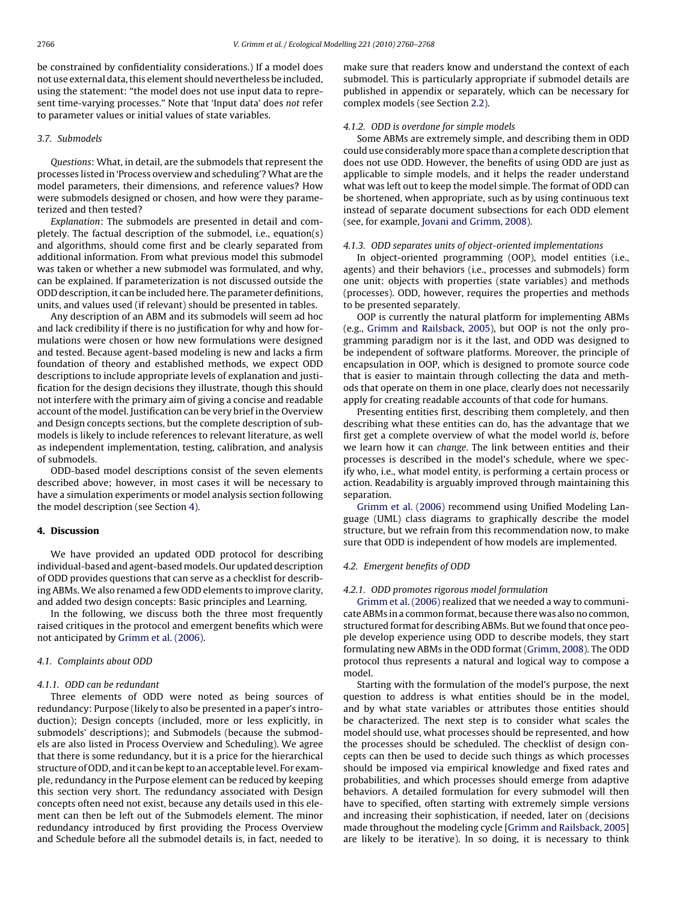be constrained by confidentiality considerations.) If a model does not use external data, this element should nevertheless be included, using the statement: "the model does not use input data to represent time-varying processes." Note that 'Input data' does *not* refer to parameter values or initial values of state variables.

### 3.7. Submodels

*Questions*: What, in detail, are the submodels that represent the processes listed in 'Process overview and scheduling'? What are the model parameters, their dimensions, and reference values? How were submodels designed or chosen, and how were they parameterized and then tested?

*Explanation*: The submodels are presented in detail and completely. The factual description of the submodel, i.e., equation(s) and algorithms, should come first and be clearly separated from additional information. From what previous model this submodel was taken or whether a new submodel was formulated, and why, can be explained. If parameterization is not discussed outside the ODD description, it can be included here. The parameter definitions, units, and values used (if relevant) should be presented in tables.

Any description of an ABM and its submodels will seem ad hoc and lack credibility if there is no justification for why and how formulations were chosen or how new formulations were designed and tested. Because agent-based modeling is new and lacks a firm foundation of theory and established methods, we expect ODD descriptions to include appropriate levels of explanation and justification for the design decisions they illustrate, though this should not interfere with the primary aim of giving a concise and readable account of the model. Justification can be very brief in the Overview and Design concepts sections, but the complete description of submodels is likely to include references to relevant literature, as well as independent implementation, testing, calibration, and analysis of submodels.

ODD-based model descriptions consist of the seven elements described above; however, in most cases it will be necessary to have a simulation experiments or model analysis section following the model description (see Section 4).

## 4. Discussion

We have provided an updated ODD protocol for describing individual-based and agent-based models. Our updated description of ODD provides questions that can serve as a checklist for describing ABMs. We also renamed a few ODD elements to improve clarity, and added two design concepts: Basic principles and Learning.

In the following, we discuss both the three most frequently raised critiques in the protocol and emergent benefits which were not anticipated by Grimm et al. (2006).

### 4.1. Complaints about ODD

#### 4.1.1. ODD can be redundant

Three elements of ODD were noted as being sources of redundancy: Purpose (likely to also be presented in a paper's introduction); Design concepts (included, more or less explicitly, in submodels' descriptions); and Submodels (because the submodels are also listed in Process Overview and Scheduling). We agree that there is some redundancy, but it is a price for the hierarchical structure of ODD, and it can be kept to an acceptable level. For example, redundancy in the Purpose element can be reduced by keeping this section very short. The redundancy associated with Design concepts often need not exist, because any details used in this element can then be left out of the Submodels element. The minor redundancy introduced by first providing the Process Overview and Schedule before all the submodel details is, in fact, needed to make sure that readers know and understand the context of each submodel. This is particularly appropriate if submodel details are published in appendix or separately, which can be necessary for complex models (see Section 2.2).

#### 4.1.2. ODD is overdone for simple models

Some ABMs are extremely simple, and describing them in ODD could use considerably more space than a complete description that does not use ODD. However, the benefits of using ODD are just as applicable to simple models, and it helps the reader understand what was left out to keep the model simple. The format of ODD can be shortened, when appropriate, such as by using continuous text instead of separate document subsections for each ODD element (see, for example, Jovani and Grimm, 2008).

#### 4.1.3. ODD separates units of object-oriented implementations

In object-oriented programming (OOP), model entities (i.e., agents) and their behaviors (i.e., processes and submodels) form one unit: objects with properties (state variables) and methods (processes). ODD, however, requires the properties and methods to be presented separately.

OOP is currently the natural platform for implementing ABMs (e.g., Grimm and Railsback, 2005), but OOP is not the only programming paradigm nor is it the last, and ODD was designed to be independent of software platforms. Moreover, the principle of encapsulation in OOP, which is designed to promote source code that is easier to maintain through collecting the data and methods that operate on them in one place, clearly does not necessarily apply for creating readable accounts of that code for humans.

Presenting entities first, describing them completely, and then describing what these entities can do, has the advantage that we first get a complete overview of what the model world *is*, before we learn how it can *change*. The link between entities and their processes is described in the model's schedule, where we specify who, i.e., what model entity, is performing a certain process or action. Readability is arguably improved through maintaining this separation.

Grimm et al. (2006) recommend using Unified Modeling Language (UML) class diagrams to graphically describe the model structure, but we refrain from this recommendation now, to make sure that ODD is independent of how models are implemented.

### 4.2. Emergent benefits of ODD

#### 4.2.1. ODD promotes rigorous model formulation

Grimm et al. (2006) realized that we needed a way to communicate ABMs in a common format, because there was also no common, structured format for describing ABMs. But we found that once people develop experience using ODD to describe models, they start formulating new ABMs in the ODD format (Grimm, 2008). The ODD protocol thus represents a natural and logical way to compose a model.

Starting with the formulation of the model's purpose, the next question to address is what entities should be in the model, and by what state variables or attributes those entities should be characterized. The next step is to consider what scales the model should use, what processes should be represented, and how the processes should be scheduled. The checklist of design concepts can then be used to decide such things as which processes should be imposed via empirical knowledge and fixed rates and probabilities, and which processes should emerge from adaptive behaviors. A detailed formulation for every submodel will then have to specified, often starting with extremely simple versions and increasing their sophistication, if needed, later on (decisions made throughout the modeling cycle [Grimm and Railsback, 2005] are likely to be iterative). In so doing, it is necessary to think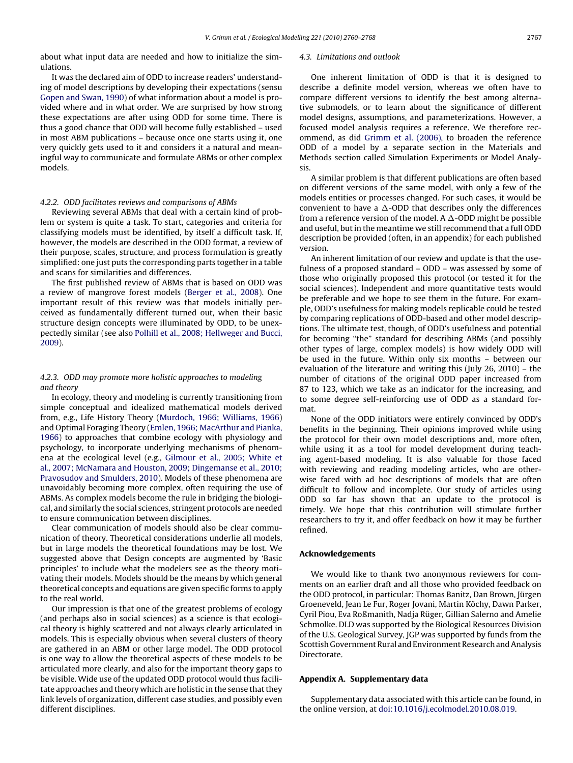about what input data are needed and how to initialize the simulations.

It was the declared aim of ODD to increase readers' understanding of model descriptions by developing their expectations (sensu Gopen and Swan, 1990) of what information about a model is provided where and in what order. We are surprised by how strong these expectations are after using ODD for some time. There is thus a good chance that ODD will become fully established – used in most ABM publications – because once one starts using it, one very quickly gets used to it and considers it a natural and meaningful way to communicate and formulate ABMs or other complex models.

#### 4.2.2. ODD facilitates reviews and comparisons of ABMs

Reviewing several ABMs that deal with a certain kind of problem or system is quite a task. To start, categories and criteria for classifying models must be identified, by itself a difficult task. If, however, the models are described in the ODD format, a review of their purpose, scales, structure, and process formulation is greatly simplified: one just puts the corresponding parts together in a table and scans for similarities and differences.

The first published review of ABMs that is based on ODD was a review of mangrove forest models (Berger et al., 2008). One important result of this review was that models initially perceived as fundamentally different turned out, when their basic structure design concepts were illuminated by ODD, to be unexpectedly similar (see also Polhill et al., 2008; Hellweger and Bucci, 2009).

#### 4.2.3. ODD may promote more holistic approaches to modeling and theory

In ecology, theory and modeling is currently transitioning from simple conceptual and idealized mathematical models derived from, e.g., Life History Theory (Murdoch, 1966; Williams, 1966) and Optimal Foraging Theory (Emlen, 1966; MacArthur and Pianka, 1966) to approaches that combine ecology with physiology and psychology, to incorporate underlying mechanisms of phenomena at the ecological level (e.g., Gilmour et al., 2005; White et al., 2007; McNamara and Houston, 2009; Dingemanse et al., 2010; Pravosudov and Smulders, 2010). Models of these phenomena are unavoidably becoming more complex, often requiring the use of ABMs. As complex models become the rule in bridging the biological, and similarly the social sciences, stringent protocols are needed to ensure communication between disciplines.

Clear communication of models should also be clear communication of theory. Theoretical considerations underlie all models, but in large models the theoretical foundations may be lost. We suggested above that Design concepts are augmented by 'Basic principles' to include what the modelers see as the theory motivating their models. Models should be the means by which general theoretical concepts and equations are given specific forms to apply to the real world.

Our impression is that one of the greatest problems of ecology (and perhaps also in social sciences) as a science is that ecological theory is highly scattered and not always clearly articulated in models. This is especially obvious when several clusters of theory are gathered in an ABM or other large model. The ODD protocol is one way to allow the theoretical aspects of these models to be articulated more clearly, and also for the important theory gaps to be visible. Wide use of the updated ODD protocol would thus facilitate approaches and theory which are holistic in the sense that they link levels of organization, different case studies, and possibly even different disciplines.

### 4.3. Limitations and outlook

One inherent limitation of ODD is that it is designed to describe a definite model version, whereas we often have to compare different versions to identify the best among alternative submodels, or to learn about the significance of different model designs, assumptions, and parameterizations. However, a focused model analysis requires a reference. We therefore recommend, as did Grimm et al. (2006), to broaden the reference ODD of a model by a separate section in the Materials and Methods section called Simulation Experiments or Model Analysis.

A similar problem is that different publications are often based on different versions of the same model, with only a few of the models entities or processes changed. For such cases, it would be convenient to have a Δ-ODD that describes only the differences from a reference version of the model. A Δ-ODD might be possible and useful, but in the meantime we still recommend that a full ODD description be provided (often, in an appendix) for each published version.

An inherent limitation of our review and update is that the usefulness of a proposed standard – ODD – was assessed by some of those who originally proposed this protocol (or tested it for the social sciences). Independent and more quantitative tests would be preferable and we hope to see them in the future. For example, ODD's usefulness for making models replicable could be tested by comparing replications of ODD-based and other model descriptions. The ultimate test, though, of ODD's usefulness and potential for becoming "the" standard for describing ABMs (and possibly other types of large, complex models) is how widely ODD will be used in the future. Within only six months – between our evaluation of the literature and writing this (July 26, 2010) – the number of citations of the original ODD paper increased from 87 to 123, which we take as an indicator for the increasing, and to some degree self-reinforcing use of ODD as a standard format.

None of the ODD initiators were entirely convinced by ODD's benefits in the beginning. Their opinions improved while using the protocol for their own model descriptions and, more often, while using it as a tool for model development during teaching agent-based modeling. It is also valuable for those faced with reviewing and reading modeling articles, who are otherwise faced with ad hoc descriptions of models that are often difficult to follow and incomplete. Our study of articles using ODD so far has shown that an update to the protocol is timely. We hope that this contribution will stimulate further researchers to try it, and offer feedback on how it may be further refined.

## Acknowledgements

We would like to thank two anonymous reviewers for comments on an earlier draft and all those who provided feedback on the ODD protocol, in particular: Thomas Banitz, Dan Brown, Jürgen Groeneveld, Jean Le Fur, Roger Jovani, Martin Köchy, Dawn Parker, Cyril Piou, Eva Roßmanith, Nadja Rüger, Gillian Salerno and Amelie Schmolke. DLD was supported by the Biological Resources Division of the U.S. Geological Survey, JGP was supported by funds from the Scottish Government Rural and Environment Research and Analysis Directorate.

## Appendix A. Supplementary data

Supplementary data associated with this article can be found, in the online version, at doi:10.1016/j.ecolmodel.2010.08.019.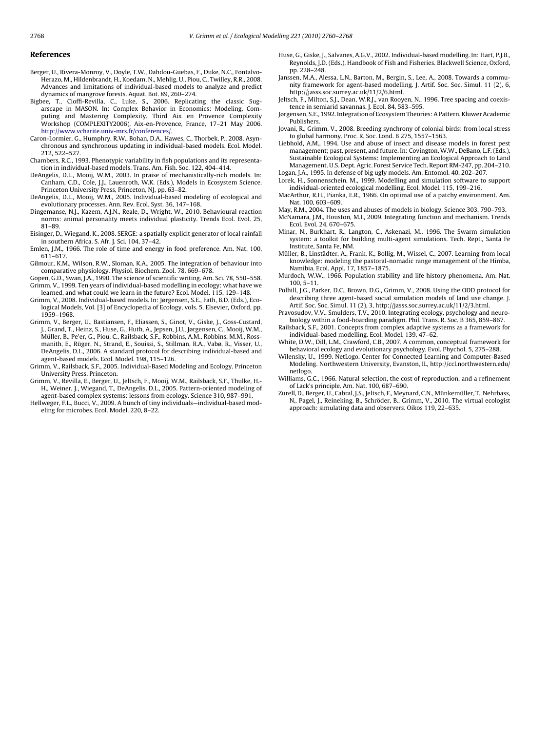## References

Berger, U., Rivera-Monroy, V., Doyle, T.W., Dahdou-Guebas, F., Duke, N.C., Fontalvo-Herazo, M., Hildenbrandt, H., Koedam, N., Mehlig, U., Piou, C., Twilley, R.R., 2008. Advances and limitations of individual-based models to analyze and predict dynamics of mangrove forests. Aquat. Bot. 89, 260–274.

Bigbee, T., Cioffi-Revilla, C., Luke, S., 2006. Replicating the classic Sugarscape in MASON. In: Complex Behavior in Economics: Modeling, Computing and Mastering Complexity. Third Aix en Provence Complexity Workshop (COMPLEXITY2006), Aix-en-Provence, France, 17–21 May 2006. http://www.vcharite.univ-mrs.fr/conferences/.

Caron-Lormier, G., Humphry, R.W., Bohan, D.A., Hawes, C., Thorbek, P., 2008. Asynchronous and synchronous updating in individual-based models. Ecol. Model. 212, 522–527.

Chambers, R.C., 1993. Phenotypic variability in fish populations and its representation in individual-based models. Trans. Am. Fish. Soc. 122, 404–414.

DeAngelis, D.L., Mooij, W.M., 2003. In praise of mechanistically-rich models. In: Canham, C.D., Cole, J.J., Lauenroth, W.K. (Eds.), Models in Ecosystem Science. Princeton University Press, Princeton, NJ, pp. 63–82.

DeAngelis, D.L., Mooij, W.M., 2005. Individual-based modeling of ecological and evolutionary processes. Ann. Rev. Ecol. Syst. 36, 147–168.

Dingemanse, N.J., Kazem, A.J.N., Reale, D., Wright, W., 2010. Behavioural reaction norms: animal personality meets individual plasticity. Trends Ecol. Evol. 25, 81–89.

Eisinger, D., Wiegand, K., 2008. SERGE: a spatially explicit generator of local rainfall in southern Africa. S. Afr. J. Sci. 104, 37–42.

Emlen, J.M., 1966. The role of time and energy in food preference. Am. Nat. 100, 611–617.

Gilmour, K.M., Wilson, R.W., Sloman, K.A., 2005. The integration of behaviour into comparative physiology. Physiol. Biochem. Zool. 78, 669–678.

Gopen, G.D., Swan, J.A., 1990. The science of scientific writing. Am. Sci. 78, 550–558.

Grimm, V., 1999. Ten years of individual-based modelling in ecology: what have we learned, and what could we learn in the future? Ecol. Model. 115, 129–148.

Grimm, V., 2008. Individual-based models. In: Jørgensen, S.E., Fath, B.D. (Eds.), Ecological Models, Vol. [3] of Encyclopedia of Ecology, vols. 5. Elsevier, Oxford, pp. 1959–1968.

Grimm, V., Berger, U., Bastiansen, F., Eliassen, S., Ginot, V., Giske, J., Goss-Custard, J., Grand, T., Heinz, S., Huse, G., Huth, A., Jepsen, J.U., Jørgensen, C., Mooij, W.M., Müller, B., Pe'er, G., Piou, C., Railsback, S.F., Robbins, A.M., Robbins, M.M., Rossmanith, E., Rüger, N., Strand, E., Souissi, S., Stillman, R.A., Vabø, R., Visser, U., DeAngelis, D.L., 2006. A standard protocol for describing individual-based and agent-based models. Ecol. Model. 198, 115–126.

Grimm, V., Railsback, S.F., 2005. Individual-Based Modeling and Ecology. Princeton University Press, Princeton.

Grimm, V., Revilla, E., Berger, U., Jeltsch, F., Mooij, W.M., Railsback, S.F., Thulke, H.-H., Weiner, J., Wiegand, T., DeAngelis, D.L., 2005. Pattern-oriented modeling of agent-based complex systems: lessons from ecology. Science 310, 987–991.

Hellweger, F.L., Bucci, V., 2009. A bunch of tiny individuals—individual-based modeling for microbes. Ecol. Model. 220, 8–22.

Huse, G., Giske, J., Salvanes, A.G.V., 2002. Individual-based modelling. In: Hart, P.J.B., Reynolds, J.D. (Eds.), Handbook of Fish and Fisheries. Blackwell Science, Oxford, pp. 228–248.

Janssen, M.A., Alessa, L.N., Barton, M., Bergin, S., Lee, A., 2008. Towards a community framework for agent-based modelling. J. Artif. Soc. Soc. Simul. 11 (2), 6, http://jasss.soc.surrey.ac.uk/11/2/6.html.

Jeltsch, F., Milton, S.J., Dean, W.R.J., van Rooyen, N., 1996. Tree spacing and coexistence in semiarid savannas. J. Ecol. 84, 583–595.

Jørgensen, S.E., 1992. Integration of Ecosystem Theories: A Pattern. Kluwer Academic Publishers.

Jovani, R., Grimm, V., 2008. Breeding synchrony of colonial birds: from local stress to global harmony. Proc. R. Soc. Lond. B 275, 1557–1563.

Liebhold, A.M., 1994. Use and abuse of insect and disease models in forest pest management; past, present, and future. In: Covington, W.W., DeBano, L.F. (Eds.), Sustainable Ecological Systems: Implementing an Ecological Approach to Land Management. U.S. Dept. Agric. Forest Service Tech. Report RM-247, pp. 204–210.

Logan, J.A., 1995. In defense of big ugly models. Am. Entomol. 40, 202–207.

Lorek, H., Sonnenschein, M., 1999. Modelling and simulation software to support individual-oriented ecological modelling. Ecol. Model. 115, 199–216.

MacArthur, R.H., Pianka, E.R., 1966. On optimal use of a patchy environment. Am. Nat. 100, 603–609.

May, R.M., 2004. The uses and abuses of models in biology. Science 303, 790–793.

McNamara, J.M., Houston, M.I., 2009. Integrating function and mechanism. Trends Ecol. Evol. 24, 670–675.

Minar, N., Burkhart, R., Langton, C., Askenazi, M., 1996. The Swarm simulation system: a toolkit for building multi-agent simulations. Tech. Rept., Santa Fe Institute, Santa Fe, NM.

Müller, B., Linstädter, A., Frank, K., Bollig, M., Wissel, C., 2007. Learning from local knowledge: modeling the pastoral-nomadic range management of the Himba, Namibia. Ecol. Appl. 17, 1857–1875.

Murdoch, W.W., 1966. Population stability and life history phenomena. Am. Nat. 100, 5–11.

Polhill, J.G., Parker, D.C., Brown, D.G., Grimm, V., 2008. Using the ODD protocol for describing three agent-based social simulation models of land use change. J. Artif. Soc. Soc. Simul. 11 (2), 3, http://jasss.soc.surrey.ac.uk/11/2/3.html.

Pravosudov, V.V., Smulders, T.V., 2010. Integrating ecology, psychology and neurobiology within a food-hoarding paradigm. Phil. Trans. R. Soc. B 365, 859–867.

Railsback, S.F., 2001. Concepts from complex adaptive systems as a framework for individual-based modelling. Ecol. Model. 139, 47–62.

White, D.W., Dill, L.M., Crawford, C.B., 2007. A common, conceptual framework for behavioral ecology and evolutionary psychology. Evol. Phychol. 5, 275–288.

Wilensky, U., 1999. NetLogo. Center for Connected Learning and Computer-Based Modeling. Northwestern University, Evanston, IL, http://ccl.northwestern.edu/netlogo.

Williams, G.C., 1966. Natural selection, the cost of reproduction, and a refinement of Lack's principle. Am. Nat. 100, 687–690.

Zurell, D., Berger, U., Cabral, J.S., Jeltsch, F., Meynard, C.N., Münkemüller, T., Nehrbass, N., Pagel, J., Reineking, B., Schröder, B., Grimm, V., 2010. The virtual ecologist approach: simulating data and observers. Oikos 119, 22–635.